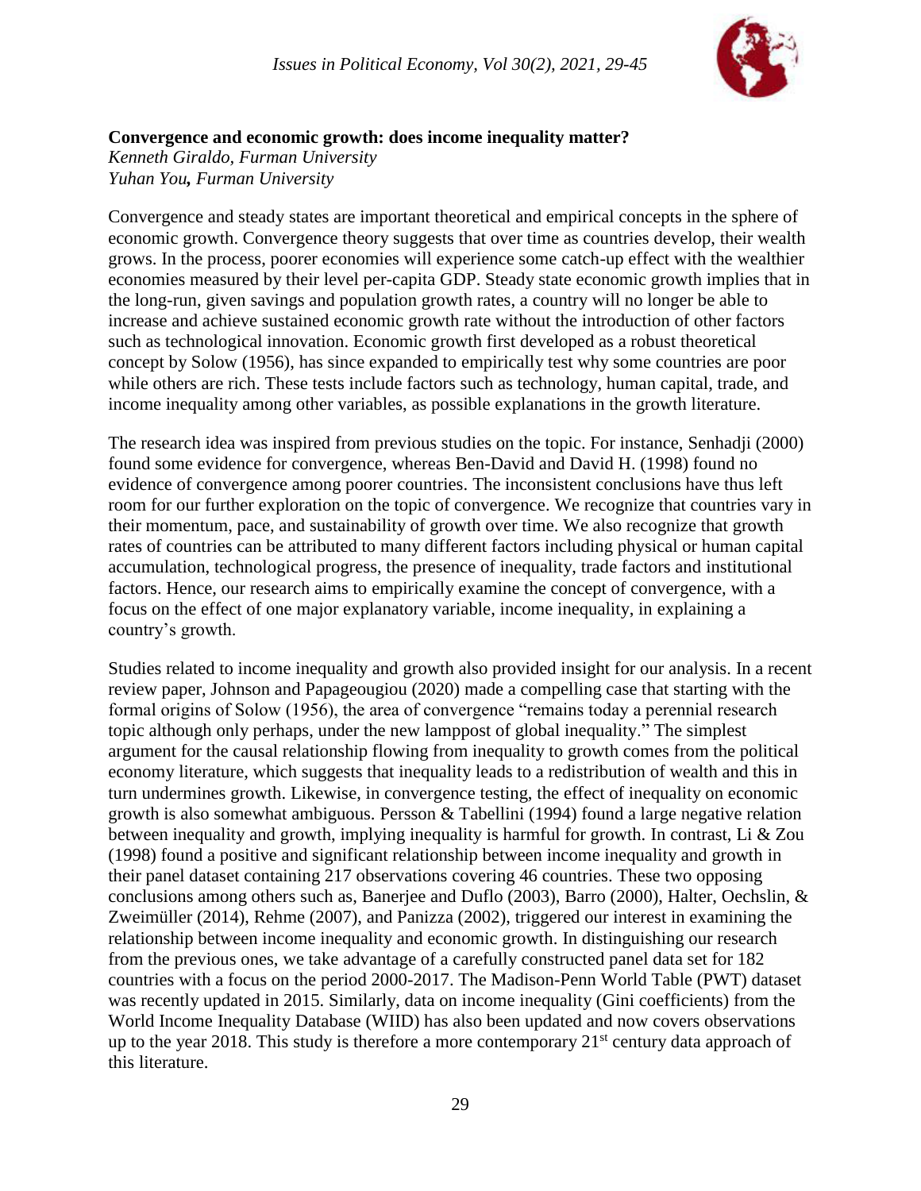**Convergence and economic growth: does income inequality matter?**

*Kenneth Giraldo, Furman University*
*Yuhan You, Furman University*

Convergence and steady states are important theoretical and empirical concepts in the sphere of economic growth. Convergence theory suggests that over time as countries develop, their wealth grows. In the process, poorer economies will experience some catch-up effect with the wealthier economies measured by their level per-capita GDP. Steady state economic growth implies that in the long-run, given savings and population growth rates, a country will no longer be able to increase and achieve sustained economic growth rate without the introduction of other factors such as technological innovation. Economic growth first developed as a robust theoretical concept by Solow (1956), has since expanded to empirically test why some countries are poor while others are rich. These tests include factors such as technology, human capital, trade, and income inequality among other variables, as possible explanations in the growth literature.

The research idea was inspired from previous studies on the topic. For instance, Senhadji (2000) found some evidence for convergence, whereas Ben-David and David H. (1998) found no evidence of convergence among poorer countries. The inconsistent conclusions have thus left room for our further exploration on the topic of convergence. We recognize that countries vary in their momentum, pace, and sustainability of growth over time. We also recognize that growth rates of countries can be attributed to many different factors including physical or human capital accumulation, technological progress, the presence of inequality, trade factors and institutional factors. Hence, our research aims to empirically examine the concept of convergence, with a focus on the effect of one major explanatory variable, income inequality, in explaining a country's growth.

Studies related to income inequality and growth also provided insight for our analysis. In a recent review paper, Johnson and Papageougiou (2020) made a compelling case that starting with the formal origins of Solow (1956), the area of convergence "remains today a perennial research topic although only perhaps, under the new lamppost of global inequality." The simplest argument for the causal relationship flowing from inequality to growth comes from the political economy literature, which suggests that inequality leads to a redistribution of wealth and this in turn undermines growth. Likewise, in convergence testing, the effect of inequality on economic growth is also somewhat ambiguous. Persson & Tabellini (1994) found a large negative relation between inequality and growth, implying inequality is harmful for growth. In contrast, Li & Zou (1998) found a positive and significant relationship between income inequality and growth in their panel dataset containing 217 observations covering 46 countries. These two opposing conclusions among others such as, Banerjee and Duflo (2003), Barro (2000), Halter, Oechslin, & Zweimüller (2014), Rehme (2007), and Panizza (2002), triggered our interest in examining the relationship between income inequality and economic growth. In distinguishing our research from the previous ones, we take advantage of a carefully constructed panel data set for 182 countries with a focus on the period 2000-2017. The Madison-Penn World Table (PWT) dataset was recently updated in 2015. Similarly, data on income inequality (Gini coefficients) from the World Income Inequality Database (WIID) has also been updated and now covers observations up to the year 2018. This study is therefore a more contemporary 21st century data approach of this literature.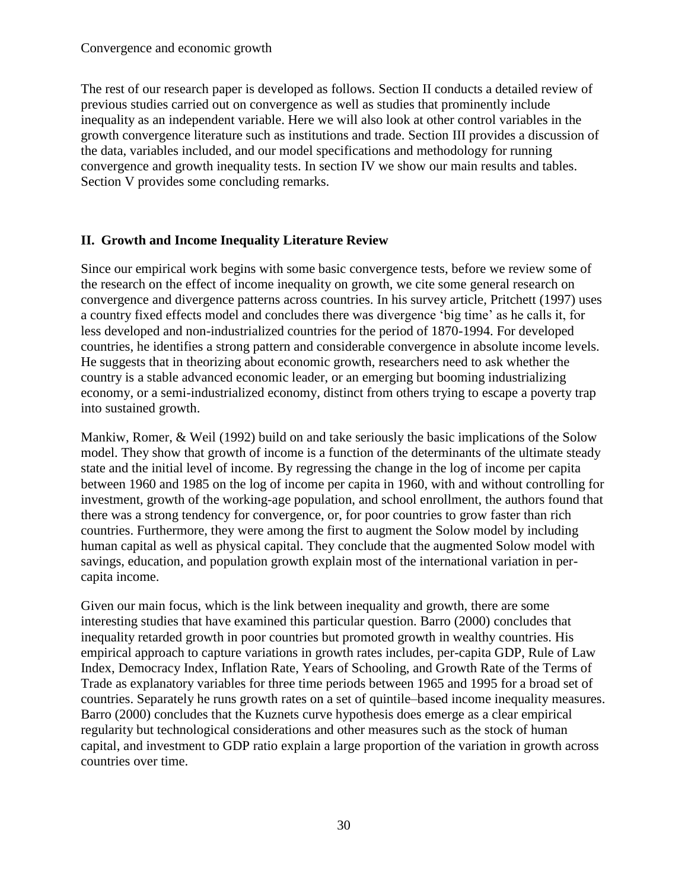The rest of our research paper is developed as follows. Section II conducts a detailed review of previous studies carried out on convergence as well as studies that prominently include inequality as an independent variable. Here we will also look at other control variables in the growth convergence literature such as institutions and trade. Section III provides a discussion of the data, variables included, and our model specifications and methodology for running convergence and growth inequality tests. In section IV we show our main results and tables. Section V provides some concluding remarks.

## II. Growth and Income Inequality Literature Review

Since our empirical work begins with some basic convergence tests, before we review some of the research on the effect of income inequality on growth, we cite some general research on convergence and divergence patterns across countries. In his survey article, Pritchett (1997) uses a country fixed effects model and concludes there was divergence 'big time' as he calls it, for less developed and non-industrialized countries for the period of 1870-1994. For developed countries, he identifies a strong pattern and considerable convergence in absolute income levels. He suggests that in theorizing about economic growth, researchers need to ask whether the country is a stable advanced economic leader, or an emerging but booming industrializing economy, or a semi-industrialized economy, distinct from others trying to escape a poverty trap into sustained growth.

Mankiw, Romer, & Weil (1992) build on and take seriously the basic implications of the Solow model. They show that growth of income is a function of the determinants of the ultimate steady state and the initial level of income. By regressing the change in the log of income per capita between 1960 and 1985 on the log of income per capita in 1960, with and without controlling for investment, growth of the working-age population, and school enrollment, the authors found that there was a strong tendency for convergence, or, for poor countries to grow faster than rich countries. Furthermore, they were among the first to augment the Solow model by including human capital as well as physical capital. They conclude that the augmented Solow model with savings, education, and population growth explain most of the international variation in per-capita income.

Given our main focus, which is the link between inequality and growth, there are some interesting studies that have examined this particular question. Barro (2000) concludes that inequality retarded growth in poor countries but promoted growth in wealthy countries. His empirical approach to capture variations in growth rates includes, per-capita GDP, Rule of Law Index, Democracy Index, Inflation Rate, Years of Schooling, and Growth Rate of the Terms of Trade as explanatory variables for three time periods between 1965 and 1995 for a broad set of countries. Separately he runs growth rates on a set of quintile–based income inequality measures. Barro (2000) concludes that the Kuznets curve hypothesis does emerge as a clear empirical regularity but technological considerations and other measures such as the stock of human capital, and investment to GDP ratio explain a large proportion of the variation in growth across countries over time.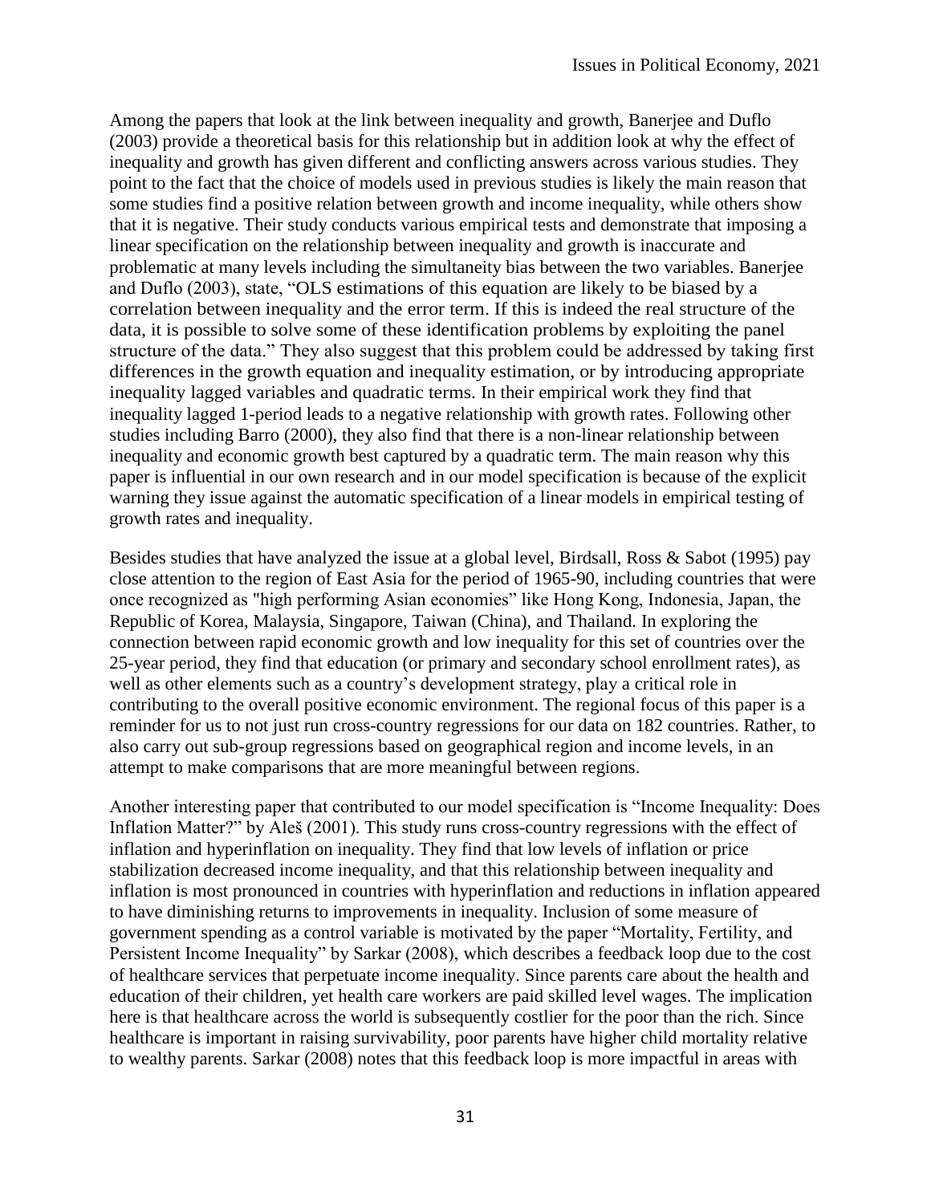Among the papers that look at the link between inequality and growth, Banerjee and Duflo (2003) provide a theoretical basis for this relationship but in addition look at why the effect of inequality and growth has given different and conflicting answers across various studies. They point to the fact that the choice of models used in previous studies is likely the main reason that some studies find a positive relation between growth and income inequality, while others show that it is negative. Their study conducts various empirical tests and demonstrate that imposing a linear specification on the relationship between inequality and growth is inaccurate and problematic at many levels including the simultaneity bias between the two variables. Banerjee and Duflo (2003), state, "OLS estimations of this equation are likely to be biased by a correlation between inequality and the error term. If this is indeed the real structure of the data, it is possible to solve some of these identification problems by exploiting the panel structure of the data." They also suggest that this problem could be addressed by taking first differences in the growth equation and inequality estimation, or by introducing appropriate inequality lagged variables and quadratic terms. In their empirical work they find that inequality lagged 1-period leads to a negative relationship with growth rates. Following other studies including Barro (2000), they also find that there is a non-linear relationship between inequality and economic growth best captured by a quadratic term. The main reason why this paper is influential in our own research and in our model specification is because of the explicit warning they issue against the automatic specification of a linear models in empirical testing of growth rates and inequality.

Besides studies that have analyzed the issue at a global level, Birdsall, Ross & Sabot (1995) pay close attention to the region of East Asia for the period of 1965-90, including countries that were once recognized as "high performing Asian economies" like Hong Kong, Indonesia, Japan, the Republic of Korea, Malaysia, Singapore, Taiwan (China), and Thailand. In exploring the connection between rapid economic growth and low inequality for this set of countries over the 25-year period, they find that education (or primary and secondary school enrollment rates), as well as other elements such as a country's development strategy, play a critical role in contributing to the overall positive economic environment. The regional focus of this paper is a reminder for us to not just run cross-country regressions for our data on 182 countries. Rather, to also carry out sub-group regressions based on geographical region and income levels, in an attempt to make comparisons that are more meaningful between regions.

Another interesting paper that contributed to our model specification is "Income Inequality: Does Inflation Matter?" by Aleš (2001). This study runs cross-country regressions with the effect of inflation and hyperinflation on inequality. They find that low levels of inflation or price stabilization decreased income inequality, and that this relationship between inequality and inflation is most pronounced in countries with hyperinflation and reductions in inflation appeared to have diminishing returns to improvements in inequality. Inclusion of some measure of government spending as a control variable is motivated by the paper "Mortality, Fertility, and Persistent Income Inequality" by Sarkar (2008), which describes a feedback loop due to the cost of healthcare services that perpetuate income inequality. Since parents care about the health and education of their children, yet health care workers are paid skilled level wages. The implication here is that healthcare across the world is subsequently costlier for the poor than the rich. Since healthcare is important in raising survivability, poor parents have higher child mortality relative to wealthy parents. Sarkar (2008) notes that this feedback loop is more impactful in areas with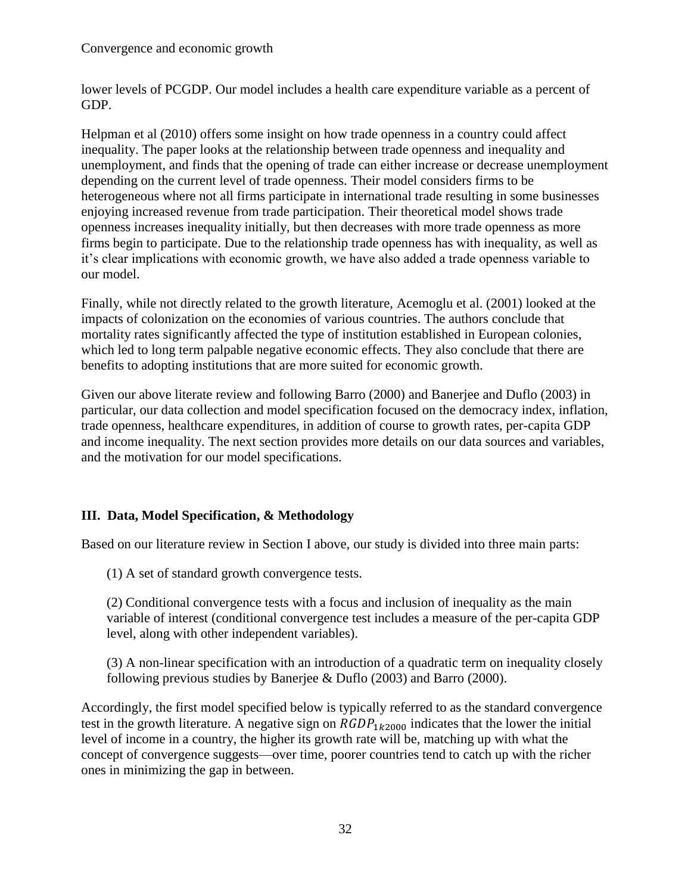lower levels of PCGDP. Our model includes a health care expenditure variable as a percent of GDP.

Helpman et al (2010) offers some insight on how trade openness in a country could affect inequality. The paper looks at the relationship between trade openness and inequality and unemployment, and finds that the opening of trade can either increase or decrease unemployment depending on the current level of trade openness. Their model considers firms to be heterogeneous where not all firms participate in international trade resulting in some businesses enjoying increased revenue from trade participation. Their theoretical model shows trade openness increases inequality initially, but then decreases with more trade openness as more firms begin to participate. Due to the relationship trade openness has with inequality, as well as it's clear implications with economic growth, we have also added a trade openness variable to our model.

Finally, while not directly related to the growth literature, Acemoglu et al. (2001) looked at the impacts of colonization on the economies of various countries. The authors conclude that mortality rates significantly affected the type of institution established in European colonies, which led to long term palpable negative economic effects. They also conclude that there are benefits to adopting institutions that are more suited for economic growth.

Given our above literate review and following Barro (2000) and Banerjee and Duflo (2003) in particular, our data collection and model specification focused on the democracy index, inflation, trade openness, healthcare expenditures, in addition of course to growth rates, per-capita GDP and income inequality. The next section provides more details on our data sources and variables, and the motivation for our model specifications.

## III. Data, Model Specification, & Methodology

Based on our literature review in Section I above, our study is divided into three main parts:

(1) A set of standard growth convergence tests.

(2) Conditional convergence tests with a focus and inclusion of inequality as the main variable of interest (conditional convergence test includes a measure of the per-capita GDP level, along with other independent variables).

(3) A non-linear specification with an introduction of a quadratic term on inequality closely following previous studies by Banerjee & Duflo (2003) and Barro (2000).

Accordingly, the first model specified below is typically referred to as the standard convergence test in the growth literature. A negative sign on $RGDP_{1k2000}$ indicates that the lower the initial level of income in a country, the higher its growth rate will be, matching up with what the concept of convergence suggests—over time, poorer countries tend to catch up with the richer ones in minimizing the gap in between.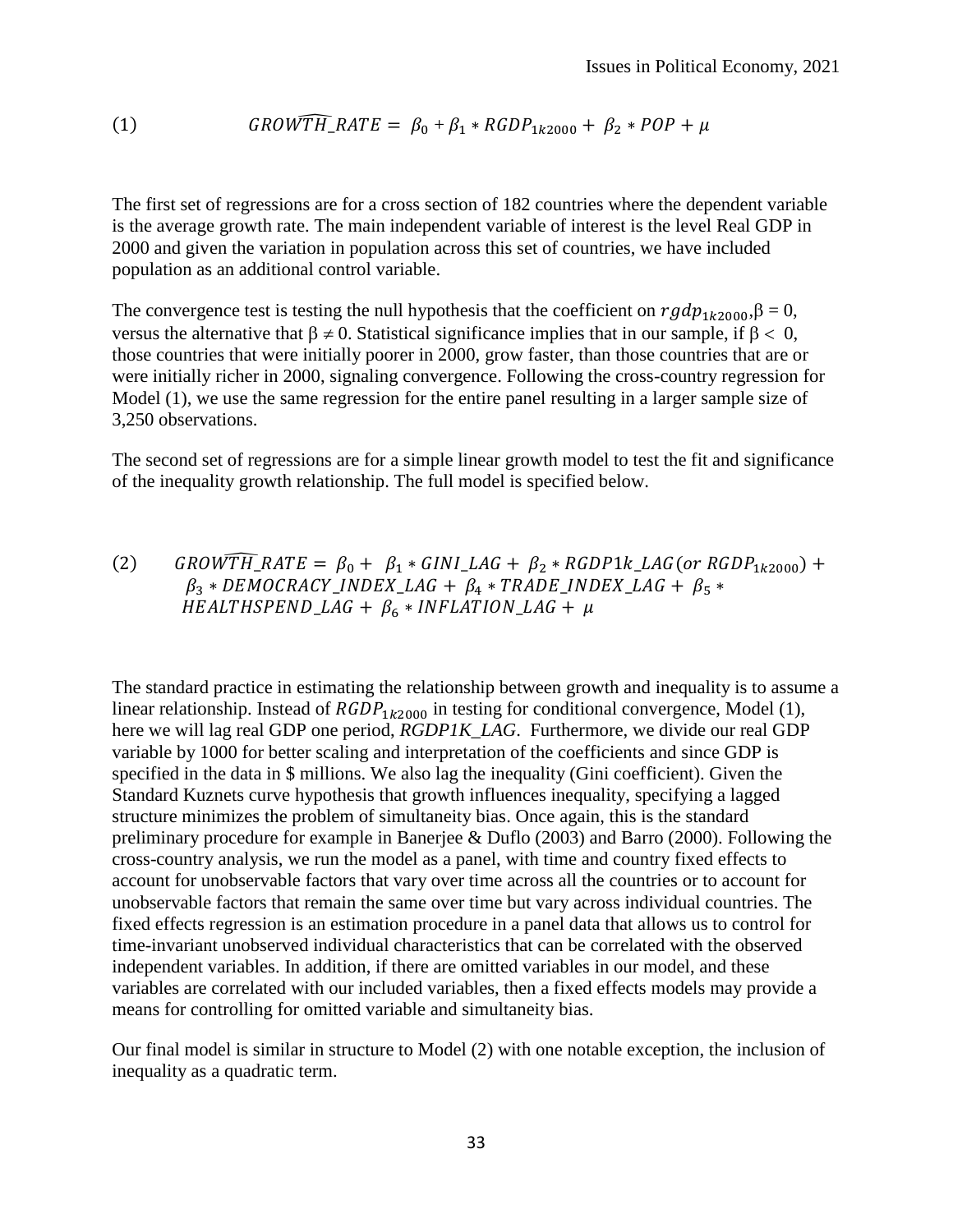$$(1) \qquad \widehat{GROWTH\_RATE} = \beta_0 + \beta_1 * RGDP_{1k2000} + \beta_2 * POP + \mu$$

The first set of regressions are for a cross section of 182 countries where the dependent variable is the average growth rate. The main independent variable of interest is the level Real GDP in 2000 and given the variation in population across this set of countries, we have included population as an additional control variable.

The convergence test is testing the null hypothesis that the coefficient on $rgdp_{1k2000}$,$\beta = 0$, versus the alternative that $\beta \neq 0$. Statistical significance implies that in our sample, if $\beta < 0$, those countries that were initially poorer in 2000, grow faster, than those countries that are or were initially richer in 2000, signaling convergence. Following the cross-country regression for Model (1), we use the same regression for the entire panel resulting in a larger sample size of 3,250 observations.

The second set of regressions are for a simple linear growth model to test the fit and significance of the inequality growth relationship. The full model is specified below.

$$(2) \qquad \widehat{GROWTH\_RATE} = \beta_0 + \beta_1 * GINI\_LAG + \beta_2 * RGDP1k\_LAG (or\ RGDP_{1k2000}) + \beta_3 * DEMOCRACY\_INDEX\_LAG + \beta_4 * TRADE\_INDEX\_LAG + \beta_5 * HEALTHSPEND\_LAG + \beta_6 * INFLATION\_LAG + \mu$$

The standard practice in estimating the relationship between growth and inequality is to assume a linear relationship. Instead of $RGDP_{1k2000}$ in testing for conditional convergence, Model (1), here we will lag real GDP one period, *RGDP1K_LAG*. Furthermore, we divide our real GDP variable by 1000 for better scaling and interpretation of the coefficients and since GDP is specified in the data in $ millions. We also lag the inequality (Gini coefficient). Given the Standard Kuznets curve hypothesis that growth influences inequality, specifying a lagged structure minimizes the problem of simultaneity bias. Once again, this is the standard preliminary procedure for example in Banerjee & Duflo (2003) and Barro (2000). Following the cross-country analysis, we run the model as a panel, with time and country fixed effects to account for unobservable factors that vary over time across all the countries or to account for unobservable factors that remain the same over time but vary across individual countries. The fixed effects regression is an estimation procedure in a panel data that allows us to control for time-invariant unobserved individual characteristics that can be correlated with the observed independent variables. In addition, if there are omitted variables in our model, and these variables are correlated with our included variables, then a fixed effects models may provide a means for controlling for omitted variable and simultaneity bias.

Our final model is similar in structure to Model (2) with one notable exception, the inclusion of inequality as a quadratic term.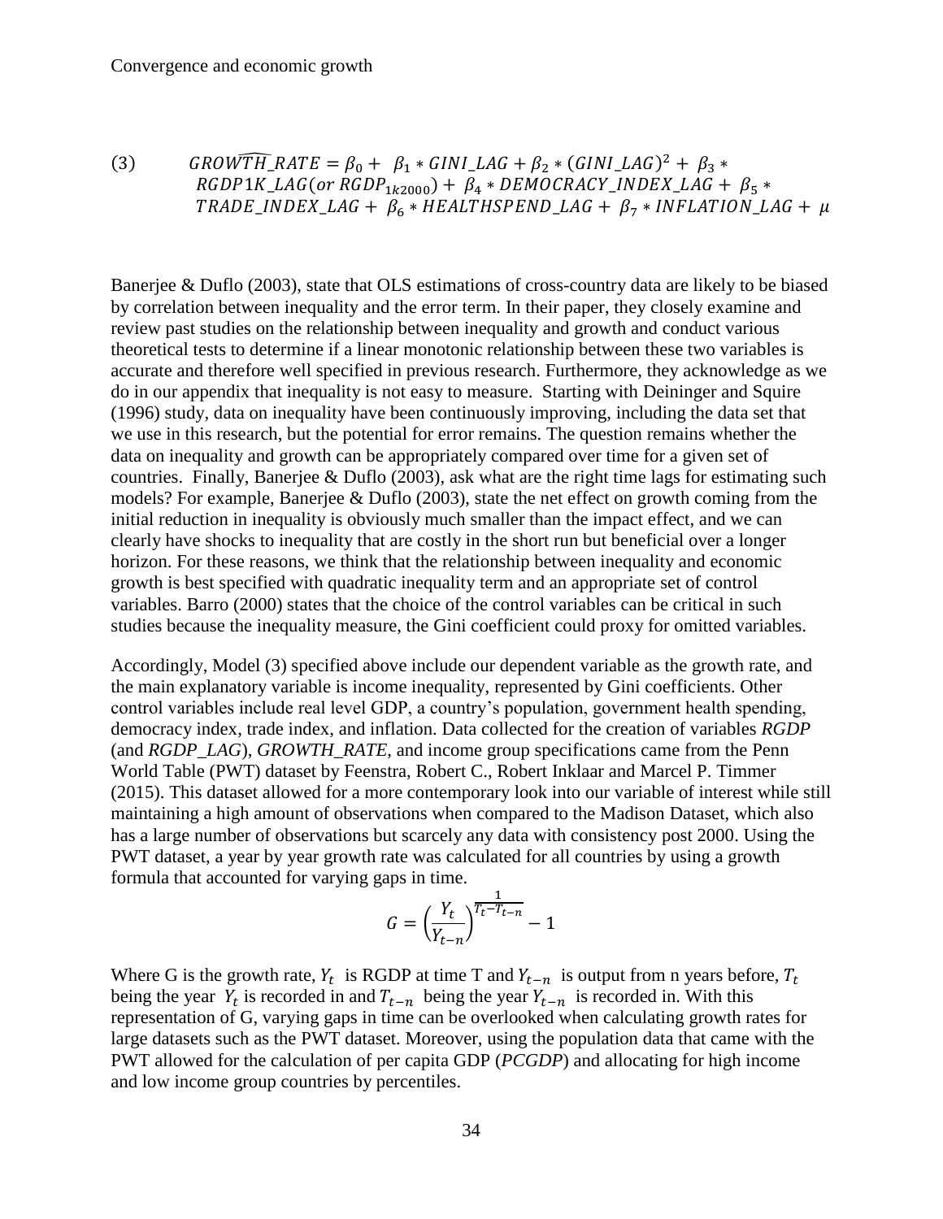(3) $$\widehat{GROWTH\_RATE} = \beta_0 + \beta_1 * GINI\_LAG + \beta_2 * (GINI\_LAG)^2 + \beta_3 * RGDP1K\_LAG(or\ RGDP_{1k2000}) + \beta_4 * DEMOCRACY\_INDEX\_LAG + \beta_5 * TRADE\_INDEX\_LAG + \beta_6 * HEALTHSPEND\_LAG + \beta_7 * INFLATION\_LAG + \mu$$

Banerjee & Duflo (2003), state that OLS estimations of cross-country data are likely to be biased by correlation between inequality and the error term. In their paper, they closely examine and review past studies on the relationship between inequality and growth and conduct various theoretical tests to determine if a linear monotonic relationship between these two variables is accurate and therefore well specified in previous research. Furthermore, they acknowledge as we do in our appendix that inequality is not easy to measure. Starting with Deininger and Squire (1996) study, data on inequality have been continuously improving, including the data set that we use in this research, but the potential for error remains. The question remains whether the data on inequality and growth can be appropriately compared over time for a given set of countries. Finally, Banerjee & Duflo (2003), ask what are the right time lags for estimating such models? For example, Banerjee & Duflo (2003), state the net effect on growth coming from the initial reduction in inequality is obviously much smaller than the impact effect, and we can clearly have shocks to inequality that are costly in the short run but beneficial over a longer horizon. For these reasons, we think that the relationship between inequality and economic growth is best specified with quadratic inequality term and an appropriate set of control variables. Barro (2000) states that the choice of the control variables can be critical in such studies because the inequality measure, the Gini coefficient could proxy for omitted variables.

Accordingly, Model (3) specified above include our dependent variable as the growth rate, and the main explanatory variable is income inequality, represented by Gini coefficients. Other control variables include real level GDP, a country's population, government health spending, democracy index, trade index, and inflation. Data collected for the creation of variables *RGDP* (and *RGDP_LAG*), *GROWTH_RATE*, and income group specifications came from the Penn World Table (PWT) dataset by Feenstra, Robert C., Robert Inklaar and Marcel P. Timmer (2015). This dataset allowed for a more contemporary look into our variable of interest while still maintaining a high amount of observations when compared to the Madison Dataset, which also has a large number of observations but scarcely any data with consistency post 2000. Using the PWT dataset, a year by year growth rate was calculated for all countries by using a growth formula that accounted for varying gaps in time.

$$G = \left(\frac{Y_t}{Y_{t-n}}\right)^{\frac{1}{T_t - T_{t-n}}} - 1$$

Where G is the growth rate, $Y_t$ is RGDP at time T and $Y_{t-n}$ is output from n years before, $T_t$ being the year $Y_t$ is recorded in and $T_{t-n}$ being the year $Y_{t-n}$ is recorded in. With this representation of G, varying gaps in time can be overlooked when calculating growth rates for large datasets such as the PWT dataset. Moreover, using the population data that came with the PWT allowed for the calculation of per capita GDP (*PCGDP*) and allocating for high income and low income group countries by percentiles.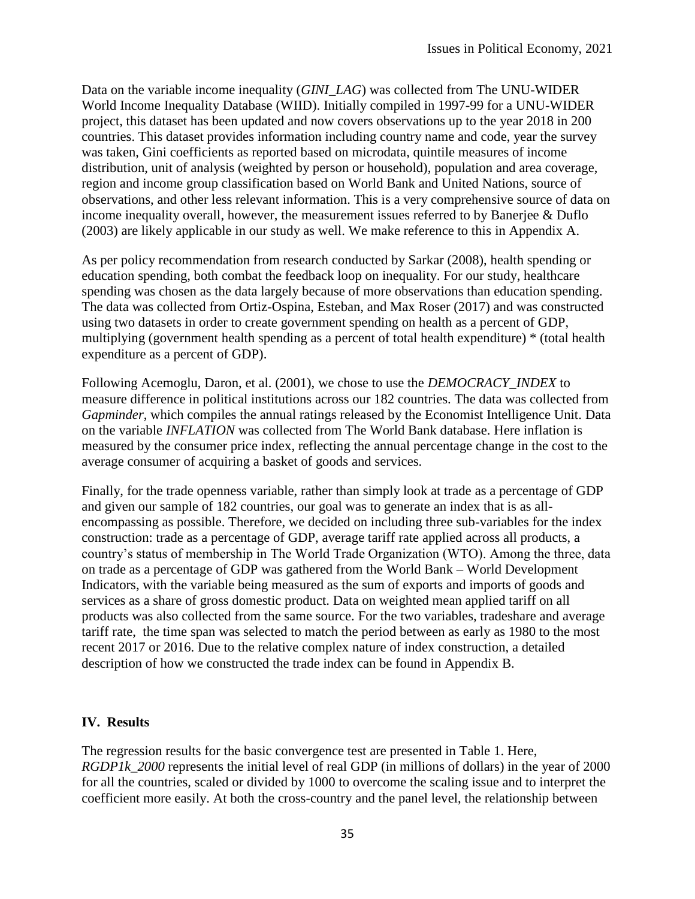Data on the variable income inequality (*GINI_LAG*) was collected from The UNU-WIDER World Income Inequality Database (WIID). Initially compiled in 1997-99 for a UNU-WIDER project, this dataset has been updated and now covers observations up to the year 2018 in 200 countries. This dataset provides information including country name and code, year the survey was taken, Gini coefficients as reported based on microdata, quintile measures of income distribution, unit of analysis (weighted by person or household), population and area coverage, region and income group classification based on World Bank and United Nations, source of observations, and other less relevant information. This is a very comprehensive source of data on income inequality overall, however, the measurement issues referred to by Banerjee & Duflo (2003) are likely applicable in our study as well. We make reference to this in Appendix A.

As per policy recommendation from research conducted by Sarkar (2008), health spending or education spending, both combat the feedback loop on inequality. For our study, healthcare spending was chosen as the data largely because of more observations than education spending. The data was collected from Ortiz-Ospina, Esteban, and Max Roser (2017) and was constructed using two datasets in order to create government spending on health as a percent of GDP, multiplying (government health spending as a percent of total health expenditure) * (total health expenditure as a percent of GDP).

Following Acemoglu, Daron, et al. (2001), we chose to use the *DEMOCRACY_INDEX* to measure difference in political institutions across our 182 countries. The data was collected from *Gapminder*, which compiles the annual ratings released by the Economist Intelligence Unit. Data on the variable *INFLATION* was collected from The World Bank database. Here inflation is measured by the consumer price index, reflecting the annual percentage change in the cost to the average consumer of acquiring a basket of goods and services.

Finally, for the trade openness variable, rather than simply look at trade as a percentage of GDP and given our sample of 182 countries, our goal was to generate an index that is as all-encompassing as possible. Therefore, we decided on including three sub-variables for the index construction: trade as a percentage of GDP, average tariff rate applied across all products, a country's status of membership in The World Trade Organization (WTO). Among the three, data on trade as a percentage of GDP was gathered from the World Bank – World Development Indicators, with the variable being measured as the sum of exports and imports of goods and services as a share of gross domestic product. Data on weighted mean applied tariff on all products was also collected from the same source. For the two variables, tradeshare and average tariff rate, the time span was selected to match the period between as early as 1980 to the most recent 2017 or 2016. Due to the relative complex nature of index construction, a detailed description of how we constructed the trade index can be found in Appendix B.

## IV. Results

The regression results for the basic convergence test are presented in Table 1. Here, *RGDP1k_2000* represents the initial level of real GDP (in millions of dollars) in the year of 2000 for all the countries, scaled or divided by 1000 to overcome the scaling issue and to interpret the coefficient more easily. At both the cross-country and the panel level, the relationship between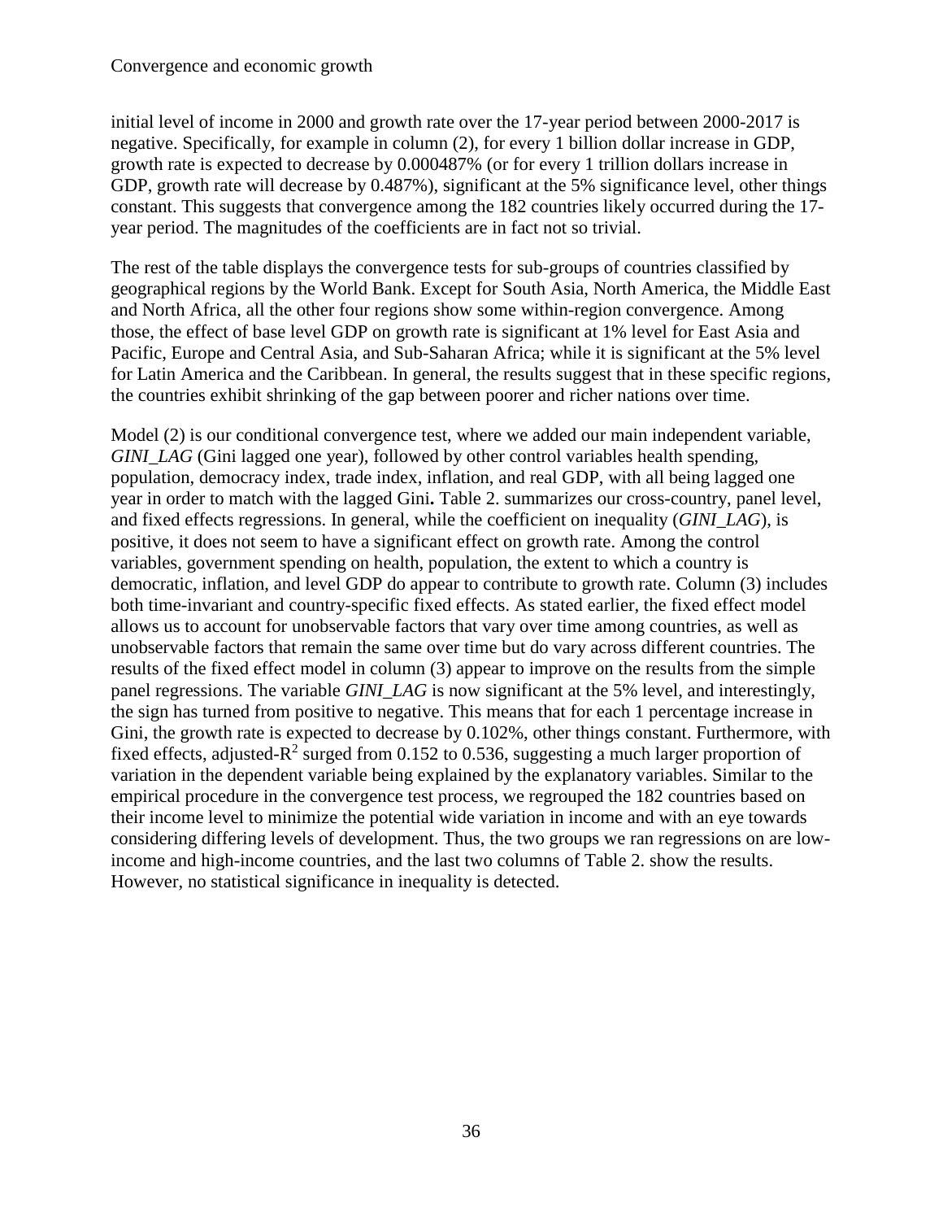initial level of income in 2000 and growth rate over the 17-year period between 2000-2017 is negative. Specifically, for example in column (2), for every 1 billion dollar increase in GDP, growth rate is expected to decrease by 0.000487% (or for every 1 trillion dollars increase in GDP, growth rate will decrease by 0.487%), significant at the 5% significance level, other things constant. This suggests that convergence among the 182 countries likely occurred during the 17-year period. The magnitudes of the coefficients are in fact not so trivial.

The rest of the table displays the convergence tests for sub-groups of countries classified by geographical regions by the World Bank. Except for South Asia, North America, the Middle East and North Africa, all the other four regions show some within-region convergence. Among those, the effect of base level GDP on growth rate is significant at 1% level for East Asia and Pacific, Europe and Central Asia, and Sub-Saharan Africa; while it is significant at the 5% level for Latin America and the Caribbean. In general, the results suggest that in these specific regions, the countries exhibit shrinking of the gap between poorer and richer nations over time.

Model (2) is our conditional convergence test, where we added our main independent variable, *GINI_LAG* (Gini lagged one year), followed by other control variables health spending, population, democracy index, trade index, inflation, and real GDP, with all being lagged one year in order to match with the lagged Gini**.** Table 2. summarizes our cross-country, panel level, and fixed effects regressions. In general, while the coefficient on inequality (*GINI_LAG*), is positive, it does not seem to have a significant effect on growth rate. Among the control variables, government spending on health, population, the extent to which a country is democratic, inflation, and level GDP do appear to contribute to growth rate. Column (3) includes both time-invariant and country-specific fixed effects. As stated earlier, the fixed effect model allows us to account for unobservable factors that vary over time among countries, as well as unobservable factors that remain the same over time but do vary across different countries. The results of the fixed effect model in column (3) appear to improve on the results from the simple panel regressions. The variable *GINI_LAG* is now significant at the 5% level, and interestingly, the sign has turned from positive to negative. This means that for each 1 percentage increase in Gini, the growth rate is expected to decrease by 0.102%, other things constant. Furthermore, with fixed effects, adjusted-$R^2$ surged from 0.152 to 0.536, suggesting a much larger proportion of variation in the dependent variable being explained by the explanatory variables. Similar to the empirical procedure in the convergence test process, we regrouped the 182 countries based on their income level to minimize the potential wide variation in income and with an eye towards considering differing levels of development. Thus, the two groups we ran regressions on are low-income and high-income countries, and the last two columns of Table 2. show the results. However, no statistical significance in inequality is detected.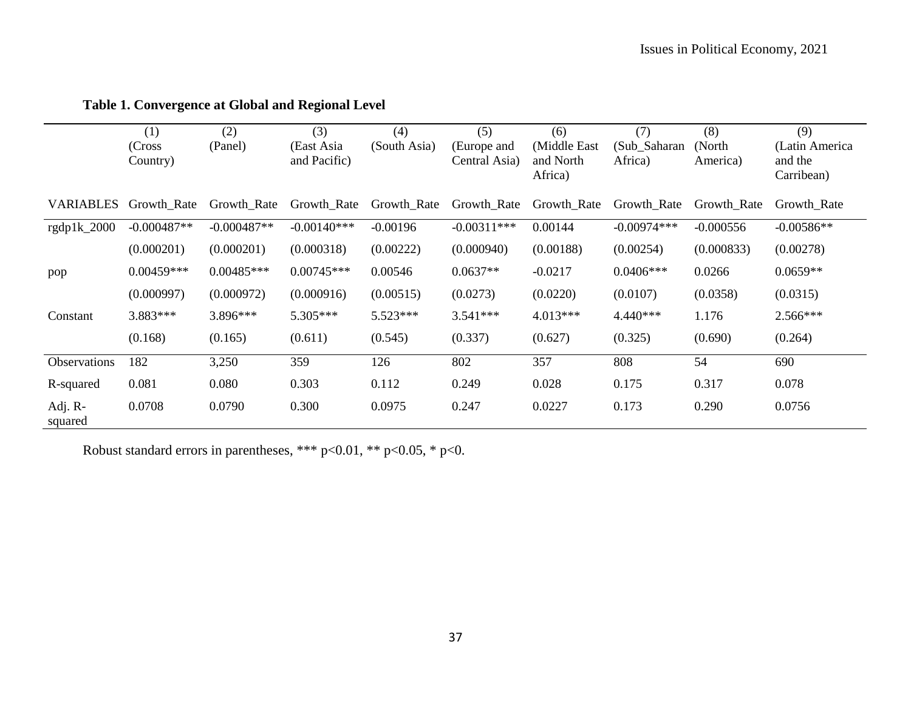**Table 1. Convergence at Global and Regional Level**

| | (1) (Cross Country) | (2) (Panel) | (3) (East Asia and Pacific) | (4) (South Asia) | (5) (Europe and Central Asia) | (6) (Middle East and North Africa) | (7) (Sub_Saharan Africa) | (8) (North America) | (9) (Latin America and the Carribean) |
|---|---|---|---|---|---|---|---|---|---|
| VARIABLES | Growth_Rate | Growth_Rate | Growth_Rate | Growth_Rate | Growth_Rate | Growth_Rate | Growth_Rate | Growth_Rate | Growth_Rate |
| rgdp1k_2000 | -0.000487** | -0.000487** | -0.00140*** | -0.00196 | -0.00311*** | 0.00144 | -0.00974*** | -0.000556 | -0.00586** |
| | (0.000201) | (0.000201) | (0.000318) | (0.00222) | (0.000940) | (0.00188) | (0.00254) | (0.000833) | (0.00278) |
| pop | 0.00459*** | 0.00485*** | 0.00745*** | 0.00546 | 0.0637** | -0.0217 | 0.0406*** | 0.0266 | 0.0659** |
| | (0.000997) | (0.000972) | (0.000916) | (0.00515) | (0.0273) | (0.0220) | (0.0107) | (0.0358) | (0.0315) |
| Constant | 3.883*** | 3.896*** | 5.305*** | 5.523*** | 3.541*** | 4.013*** | 4.440*** | 1.176 | 2.566*** |
| | (0.168) | (0.165) | (0.611) | (0.545) | (0.337) | (0.627) | (0.325) | (0.690) | (0.264) |
| Observations | 182 | 3,250 | 359 | 126 | 802 | 357 | 808 | 54 | 690 |
| R-squared | 0.081 | 0.080 | 0.303 | 0.112 | 0.249 | 0.028 | 0.175 | 0.317 | 0.078 |
| Adj. R-squared | 0.0708 | 0.0790 | 0.300 | 0.0975 | 0.247 | 0.0227 | 0.173 | 0.290 | 0.0756 |

Robust standard errors in parentheses, *** p<0.01, ** p<0.05, * p<0.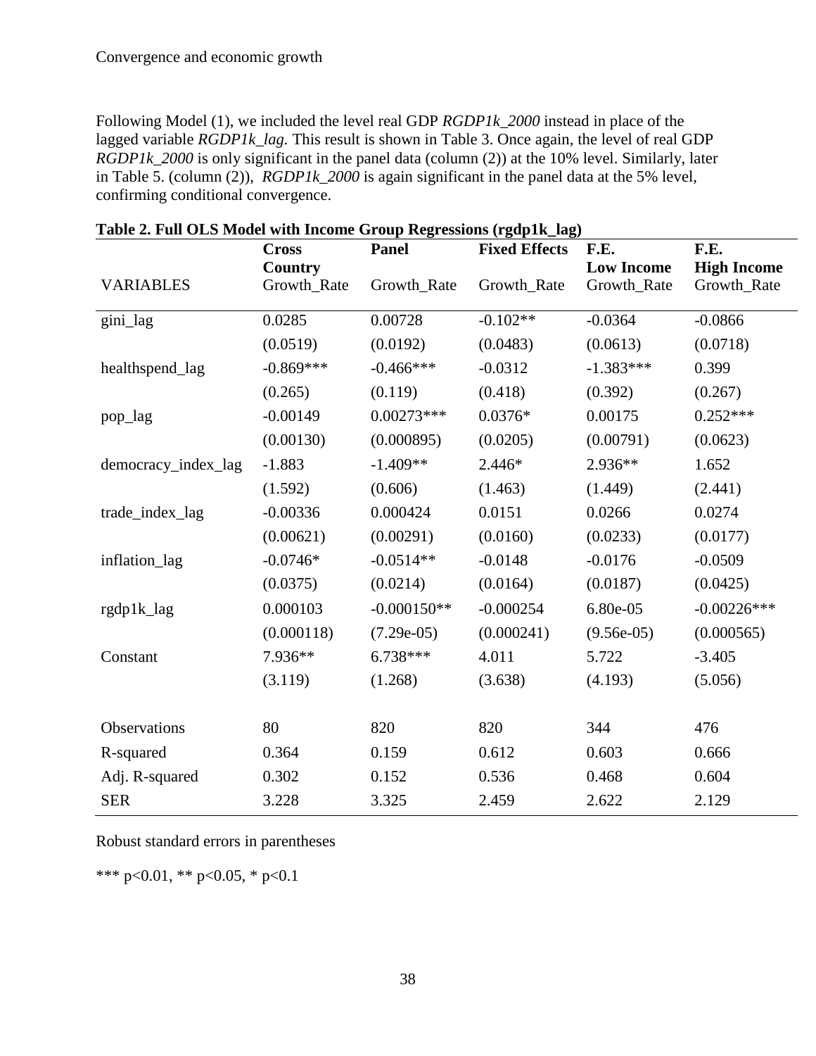Following Model (1), we included the level real GDP *RGDP1k_2000* instead in place of the lagged variable *RGDP1k_lag.* This result is shown in Table 3. Once again, the level of real GDP *RGDP1k_2000* is only significant in the panel data (column (2)) at the 10% level. Similarly, later in Table 5. (column (2)), *RGDP1k_2000* is again significant in the panel data at the 5% level, confirming conditional convergence.

**Table 2. Full OLS Model with Income Group Regressions (rgdp1k_lag)**

| VARIABLES | **Cross Country** Growth_Rate | **Panel** Growth_Rate | **Fixed Effects** Growth_Rate | **F.E. Low Income** Growth_Rate | **F.E. High Income** Growth_Rate |
|---|---|---|---|---|---|
| gini_lag | 0.0285 | 0.00728 | -0.102** | -0.0364 | -0.0866 |
| | (0.0519) | (0.0192) | (0.0483) | (0.0613) | (0.0718) |
| healthspend_lag | -0.869*** | -0.466*** | -0.0312 | -1.383*** | 0.399 |
| | (0.265) | (0.119) | (0.418) | (0.392) | (0.267) |
| pop_lag | -0.00149 | 0.00273*** | 0.0376* | 0.00175 | 0.252*** |
| | (0.00130) | (0.000895) | (0.0205) | (0.00791) | (0.0623) |
| democracy_index_lag | -1.883 | -1.409** | 2.446* | 2.936** | 1.652 |
| | (1.592) | (0.606) | (1.463) | (1.449) | (2.441) |
| trade_index_lag | -0.00336 | 0.000424 | 0.0151 | 0.0266 | 0.0274 |
| | (0.00621) | (0.00291) | (0.0160) | (0.0233) | (0.0177) |
| inflation_lag | -0.0746* | -0.0514** | -0.0148 | -0.0176 | -0.0509 |
| | (0.0375) | (0.0214) | (0.0164) | (0.0187) | (0.0425) |
| rgdp1k_lag | 0.000103 | -0.000150** | -0.000254 | 6.80e-05 | -0.00226*** |
| | (0.000118) | (7.29e-05) | (0.000241) | (9.56e-05) | (0.000565) |
| Constant | 7.936** | 6.738*** | 4.011 | 5.722 | -3.405 |
| | (3.119) | (1.268) | (3.638) | (4.193) | (5.056) |
| | | | | | |
| Observations | 80 | 820 | 820 | 344 | 476 |
| R-squared | 0.364 | 0.159 | 0.612 | 0.603 | 0.666 |
| Adj. R-squared | 0.302 | 0.152 | 0.536 | 0.468 | 0.604 |
| SER | 3.228 | 3.325 | 2.459 | 2.622 | 2.129 |

Robust standard errors in parentheses

*** p<0.01, ** p<0.05, * p<0.1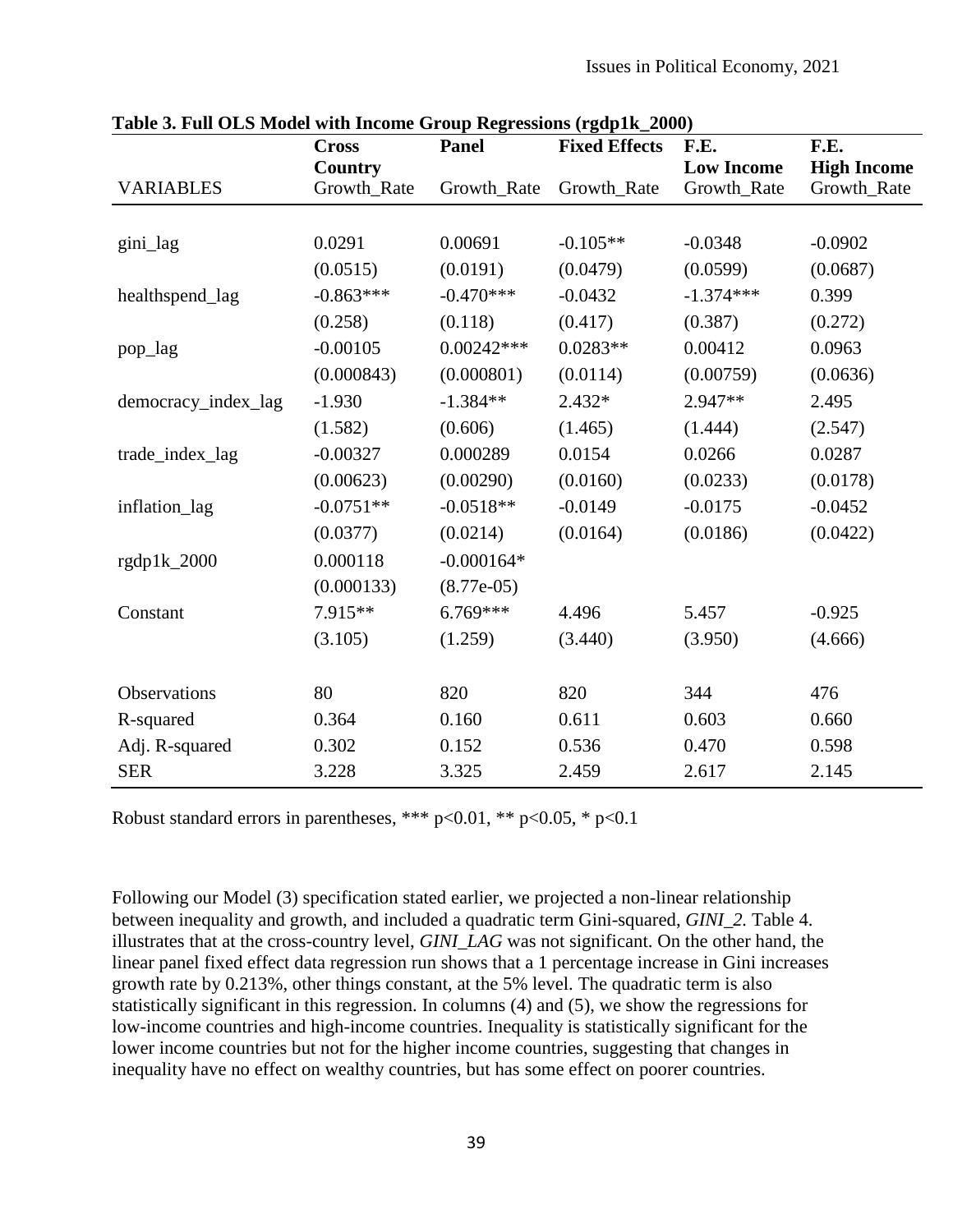**Table 3. Full OLS Model with Income Group Regressions (rgdp1k_2000)**

| | **Cross Country** | **Panel** | **Fixed Effects** | **F.E. Low Income** | **F.E. High Income** |
|---|---|---|---|---|---|
| VARIABLES | Growth_Rate | Growth_Rate | Growth_Rate | Growth_Rate | Growth_Rate |
| | | | | | |
| gini_lag | 0.0291 | 0.00691 | -0.105** | -0.0348 | -0.0902 |
| | (0.0515) | (0.0191) | (0.0479) | (0.0599) | (0.0687) |
| healthspend_lag | -0.863*** | -0.470*** | -0.0432 | -1.374*** | 0.399 |
| | (0.258) | (0.118) | (0.417) | (0.387) | (0.272) |
| pop_lag | -0.00105 | 0.00242*** | 0.0283** | 0.00412 | 0.0963 |
| | (0.000843) | (0.000801) | (0.0114) | (0.00759) | (0.0636) |
| democracy_index_lag | -1.930 | -1.384** | 2.432* | 2.947** | 2.495 |
| | (1.582) | (0.606) | (1.465) | (1.444) | (2.547) |
| trade_index_lag | -0.00327 | 0.000289 | 0.0154 | 0.0266 | 0.0287 |
| | (0.00623) | (0.00290) | (0.0160) | (0.0233) | (0.0178) |
| inflation_lag | -0.0751** | -0.0518** | -0.0149 | -0.0175 | -0.0452 |
| | (0.0377) | (0.0214) | (0.0164) | (0.0186) | (0.0422) |
| rgdp1k_2000 | 0.000118 | -0.000164* | | | |
| | (0.000133) | (8.77e-05) | | | |
| Constant | 7.915** | 6.769*** | 4.496 | 5.457 | -0.925 |
| | (3.105) | (1.259) | (3.440) | (3.950) | (4.666) |
| | | | | | |
| Observations | 80 | 820 | 820 | 344 | 476 |
| R-squared | 0.364 | 0.160 | 0.611 | 0.603 | 0.660 |
| Adj. R-squared | 0.302 | 0.152 | 0.536 | 0.470 | 0.598 |
| SER | 3.228 | 3.325 | 2.459 | 2.617 | 2.145 |

Robust standard errors in parentheses, *** $p<0.01$, ** $p<0.05$, * $p<0.1$

Following our Model (3) specification stated earlier, we projected a non-linear relationship between inequality and growth, and included a quadratic term Gini-squared, *GINI_2.* Table 4. illustrates that at the cross-country level, *GINI_LAG* was not significant. On the other hand, the linear panel fixed effect data regression run shows that a 1 percentage increase in Gini increases growth rate by 0.213%, other things constant, at the 5% level. The quadratic term is also statistically significant in this regression. In columns (4) and (5), we show the regressions for low-income countries and high-income countries. Inequality is statistically significant for the lower income countries but not for the higher income countries, suggesting that changes in inequality have no effect on wealthy countries, but has some effect on poorer countries.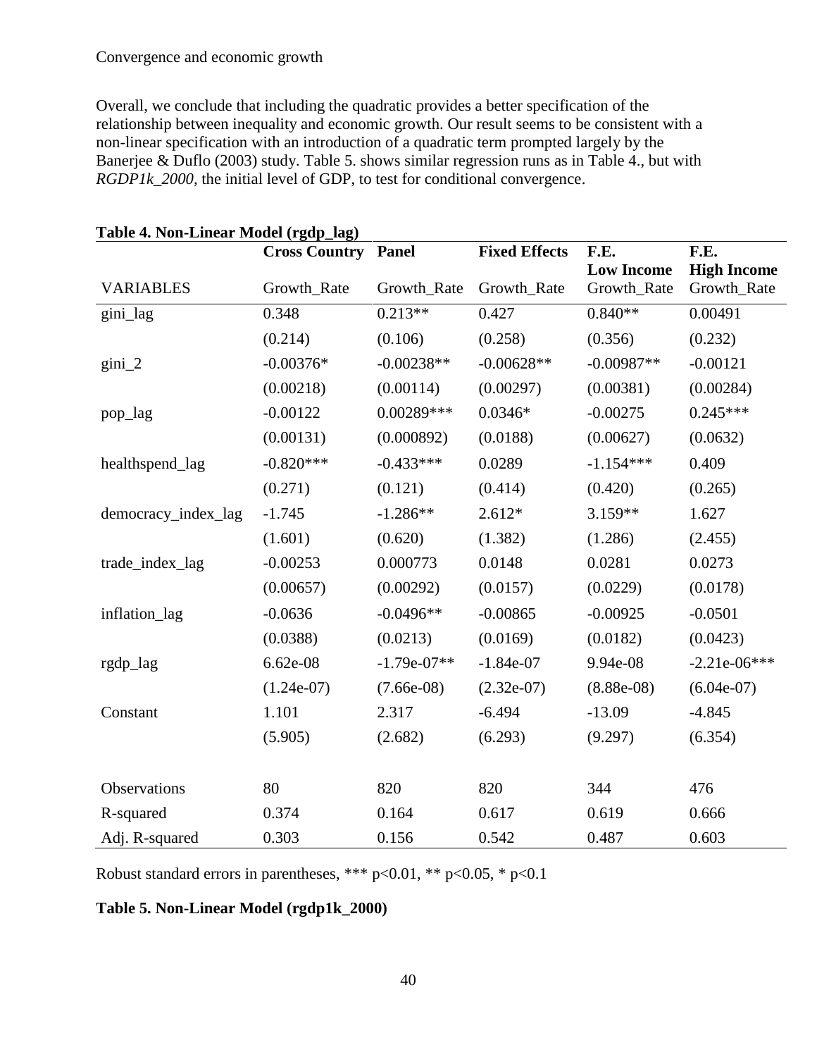Convergence and economic growth

Overall, we conclude that including the quadratic provides a better specification of the relationship between inequality and economic growth. Our result seems to be consistent with a non-linear specification with an introduction of a quadratic term prompted largely by the Banerjee & Duflo (2003) study. Table 5. shows similar regression runs as in Table 4., but with *RGDP1k_2000,* the initial level of GDP, to test for conditional convergence.

**Table 4. Non-Linear Model (rgdp_lag)**

| | **Cross Country** | **Panel** | **Fixed Effects** | **F.E. Low Income** | **F.E. High Income** |
|---|---|---|---|---|---|
| VARIABLES | Growth_Rate | Growth_Rate | Growth_Rate | Growth_Rate | Growth_Rate |
| gini_lag | 0.348 | 0.213** | 0.427 | 0.840** | 0.00491 |
| | (0.214) | (0.106) | (0.258) | (0.356) | (0.232) |
| gini_2 | -0.00376* | -0.00238** | -0.00628** | -0.00987** | -0.00121 |
| | (0.00218) | (0.00114) | (0.00297) | (0.00381) | (0.00284) |
| pop_lag | -0.00122 | 0.00289*** | 0.0346* | -0.00275 | 0.245*** |
| | (0.00131) | (0.000892) | (0.0188) | (0.00627) | (0.0632) |
| healthspend_lag | -0.820*** | -0.433*** | 0.0289 | -1.154*** | 0.409 |
| | (0.271) | (0.121) | (0.414) | (0.420) | (0.265) |
| democracy_index_lag | -1.745 | -1.286** | 2.612* | 3.159** | 1.627 |
| | (1.601) | (0.620) | (1.382) | (1.286) | (2.455) |
| trade_index_lag | -0.00253 | 0.000773 | 0.0148 | 0.0281 | 0.0273 |
| | (0.00657) | (0.00292) | (0.0157) | (0.0229) | (0.0178) |
| inflation_lag | -0.0636 | -0.0496** | -0.00865 | -0.00925 | -0.0501 |
| | (0.0388) | (0.0213) | (0.0169) | (0.0182) | (0.0423) |
| rgdp_lag | 6.62e-08 | -1.79e-07** | -1.84e-07 | 9.94e-08 | -2.21e-06*** |
| | (1.24e-07) | (7.66e-08) | (2.32e-07) | (8.88e-08) | (6.04e-07) |
| Constant | 1.101 | 2.317 | -6.494 | -13.09 | -4.845 |
| | (5.905) | (2.682) | (6.293) | (9.297) | (6.354) |
| | | | | | |
| Observations | 80 | 820 | 820 | 344 | 476 |
| R-squared | 0.374 | 0.164 | 0.617 | 0.619 | 0.666 |
| Adj. R-squared | 0.303 | 0.156 | 0.542 | 0.487 | 0.603 |

Robust standard errors in parentheses, *** p<0.01, ** p<0.05, * p<0.1

**Table 5. Non-Linear Model (rgdp1k_2000)**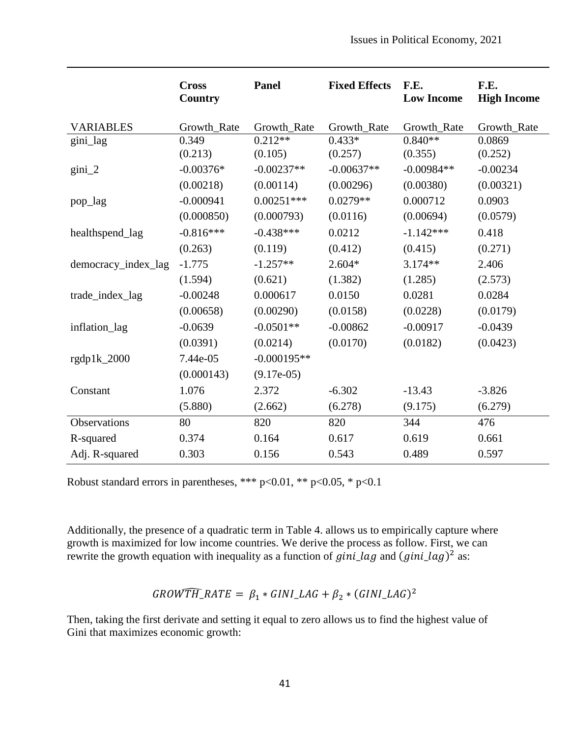| | **Cross Country** | **Panel** | **Fixed Effects** | **F.E. Low Income** | **F.E. High Income** |
|---|---|---|---|---|---|
| VARIABLES | Growth_Rate | Growth_Rate | Growth_Rate | Growth_Rate | Growth_Rate |
| gini_lag | 0.349 | 0.212** | 0.433* | 0.840** | 0.0869 |
| | (0.213) | (0.105) | (0.257) | (0.355) | (0.252) |
| gini_2 | -0.00376* | -0.00237** | -0.00637** | -0.00984** | -0.00234 |
| | (0.00218) | (0.00114) | (0.00296) | (0.00380) | (0.00321) |
| pop_lag | -0.000941 | 0.00251*** | 0.0279** | 0.000712 | 0.0903 |
| | (0.000850) | (0.000793) | (0.0116) | (0.00694) | (0.0579) |
| healthspend_lag | -0.816*** | -0.438*** | 0.0212 | -1.142*** | 0.418 |
| | (0.263) | (0.119) | (0.412) | (0.415) | (0.271) |
| democracy_index_lag | -1.775 | -1.257** | 2.604* | 3.174** | 2.406 |
| | (1.594) | (0.621) | (1.382) | (1.285) | (2.573) |
| trade_index_lag | -0.00248 | 0.000617 | 0.0150 | 0.0281 | 0.0284 |
| | (0.00658) | (0.00290) | (0.0158) | (0.0228) | (0.0179) |
| inflation_lag | -0.0639 | -0.0501** | -0.00862 | -0.00917 | -0.0439 |
| | (0.0391) | (0.0214) | (0.0170) | (0.0182) | (0.0423) |
| rgdp1k_2000 | 7.44e-05 | -0.000195** | | | |
| | (0.000143) | (9.17e-05) | | | |
| Constant | 1.076 | 2.372 | -6.302 | -13.43 | -3.826 |
| | (5.880) | (2.662) | (6.278) | (9.175) | (6.279) |
| Observations | 80 | 820 | 820 | 344 | 476 |
| R-squared | 0.374 | 0.164 | 0.617 | 0.619 | 0.661 |
| Adj. R-squared | 0.303 | 0.156 | 0.543 | 0.489 | 0.597 |

Robust standard errors in parentheses, *** p<0.01, ** p<0.05, * p<0.1

Additionally, the presence of a quadratic term in Table 4. allows us to empirically capture where growth is maximized for low income countries. We derive the process as follow. First, we can rewrite the growth equation with inequality as a function of $gini\_lag$ and $(gini\_lag)^2$ as:

$$\widehat{GROWTH\_RATE} = \beta_1 * GINI\_LAG + \beta_2 * (GINI\_LAG)^2$$

Then, taking the first derivate and setting it equal to zero allows us to find the highest value of Gini that maximizes economic growth: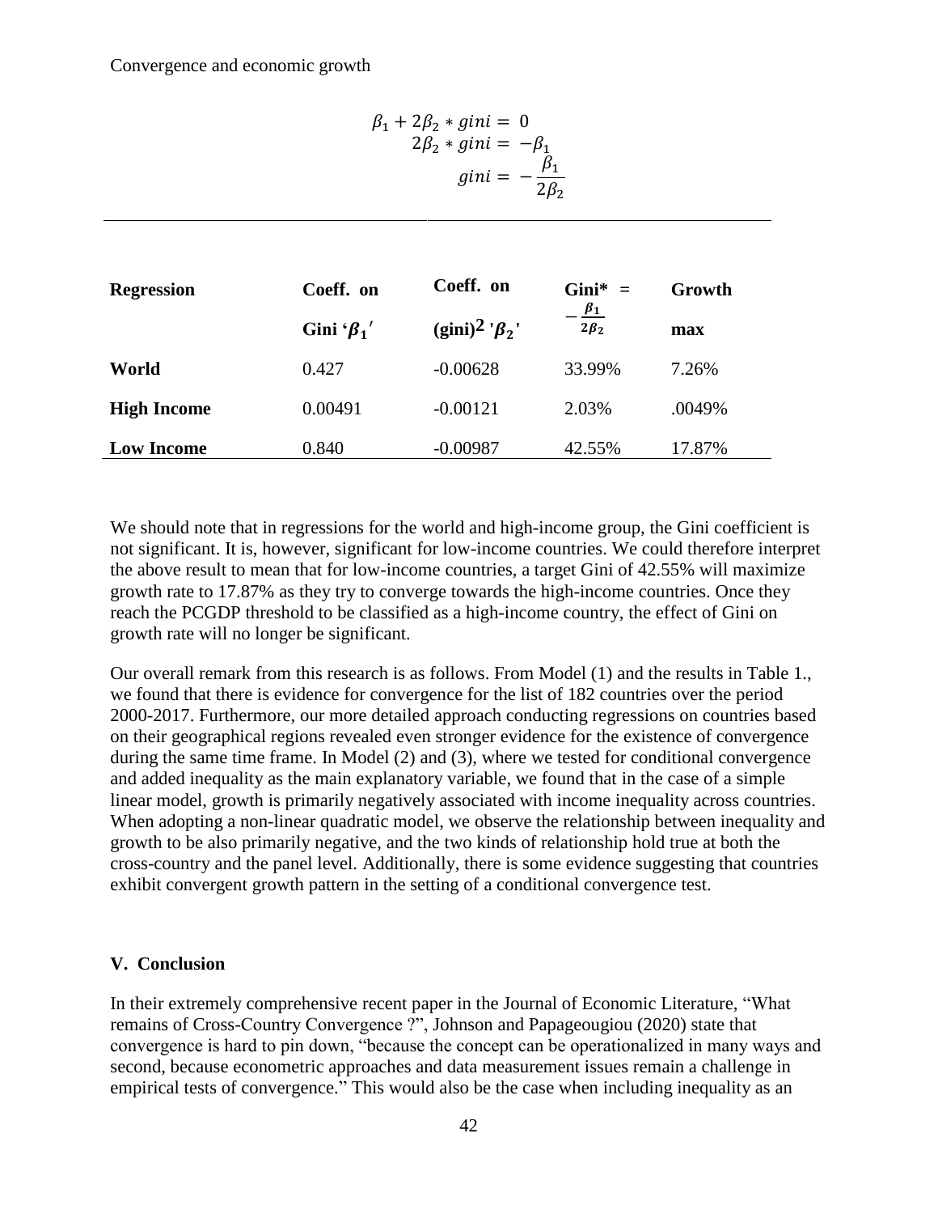Convergence and economic growth

$$\beta_1 + 2\beta_2 * gini = 0$$
$$2\beta_2 * gini = -\beta_1$$
$$gini = -\frac{\beta_1}{2\beta_2}$$

| **Regression** | **Coeff. on Gini '$\beta_1$'** | **Coeff. on (gini)$^2$ '$\beta_2$'** | **Gini* = $-\frac{\beta_1}{2\beta_2}$** | **Growth max** |
|---|---|---|---|---|
| **World** | 0.427 | -0.00628 | 33.99% | 7.26% |
| **High Income** | 0.00491 | -0.00121 | 2.03% | .0049% |
| **Low Income** | 0.840 | -0.00987 | 42.55% | 17.87% |

We should note that in regressions for the world and high-income group, the Gini coefficient is not significant. It is, however, significant for low-income countries. We could therefore interpret the above result to mean that for low-income countries, a target Gini of 42.55% will maximize growth rate to 17.87% as they try to converge towards the high-income countries. Once they reach the PCGDP threshold to be classified as a high-income country, the effect of Gini on growth rate will no longer be significant.

Our overall remark from this research is as follows. From Model (1) and the results in Table 1., we found that there is evidence for convergence for the list of 182 countries over the period 2000-2017. Furthermore, our more detailed approach conducting regressions on countries based on their geographical regions revealed even stronger evidence for the existence of convergence during the same time frame. In Model (2) and (3), where we tested for conditional convergence and added inequality as the main explanatory variable, we found that in the case of a simple linear model, growth is primarily negatively associated with income inequality across countries. When adopting a non-linear quadratic model, we observe the relationship between inequality and growth to be also primarily negative, and the two kinds of relationship hold true at both the cross-country and the panel level. Additionally, there is some evidence suggesting that countries exhibit convergent growth pattern in the setting of a conditional convergence test.

## V. Conclusion

In their extremely comprehensive recent paper in the Journal of Economic Literature, "What remains of Cross-Country Convergence ?", Johnson and Papageougiou (2020) state that convergence is hard to pin down, "because the concept can be operationalized in many ways and second, because econometric approaches and data measurement issues remain a challenge in empirical tests of convergence." This would also be the case when including inequality as an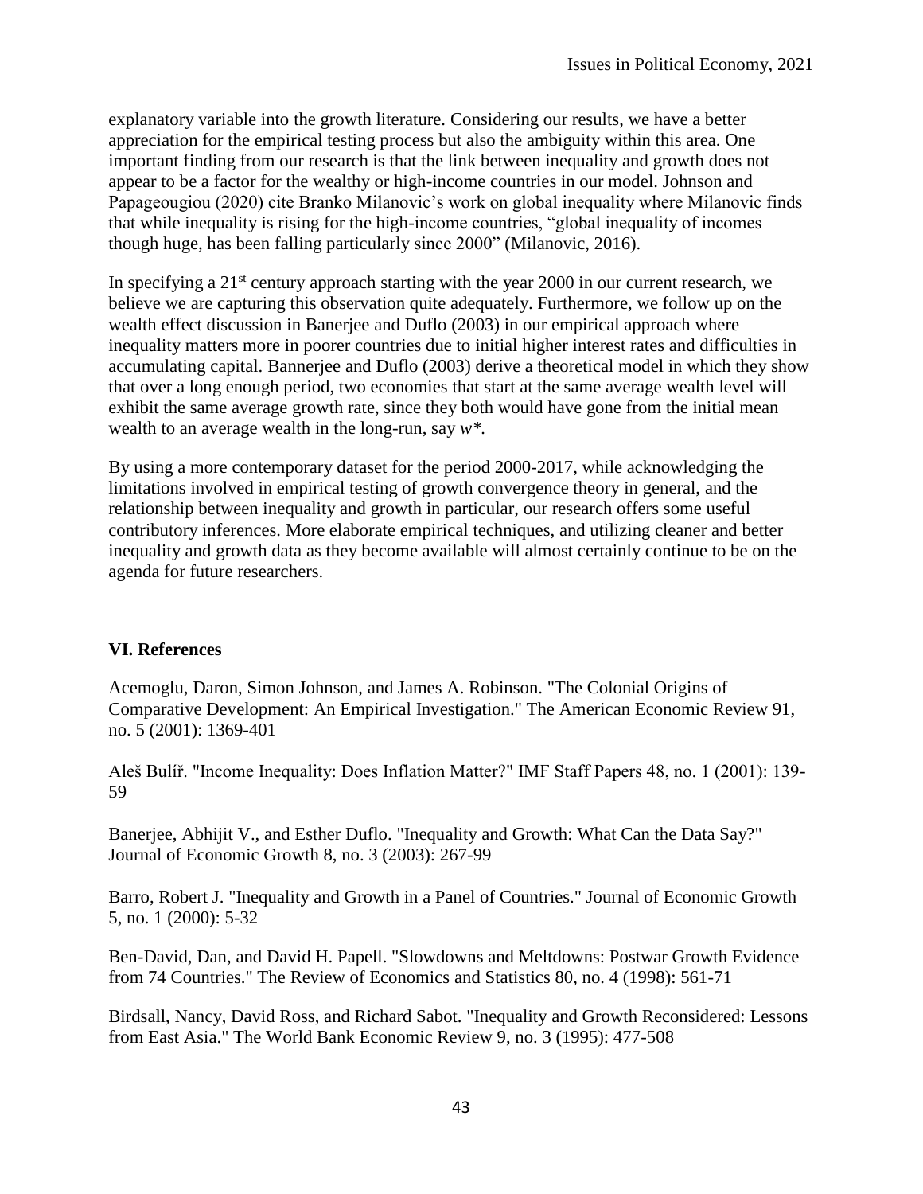explanatory variable into the growth literature. Considering our results, we have a better appreciation for the empirical testing process but also the ambiguity within this area. One important finding from our research is that the link between inequality and growth does not appear to be a factor for the wealthy or high-income countries in our model. Johnson and Papageougiou (2020) cite Branko Milanovic's work on global inequality where Milanovic finds that while inequality is rising for the high-income countries, "global inequality of incomes though huge, has been falling particularly since 2000" (Milanovic, 2016).

In specifying a 21st century approach starting with the year 2000 in our current research, we believe we are capturing this observation quite adequately. Furthermore, we follow up on the wealth effect discussion in Banerjee and Duflo (2003) in our empirical approach where inequality matters more in poorer countries due to initial higher interest rates and difficulties in accumulating capital. Bannerjee and Duflo (2003) derive a theoretical model in which they show that over a long enough period, two economies that start at the same average wealth level will exhibit the same average growth rate, since they both would have gone from the initial mean wealth to an average wealth in the long-run, say $w^*$.

By using a more contemporary dataset for the period 2000-2017, while acknowledging the limitations involved in empirical testing of growth convergence theory in general, and the relationship between inequality and growth in particular, our research offers some useful contributory inferences. More elaborate empirical techniques, and utilizing cleaner and better inequality and growth data as they become available will almost certainly continue to be on the agenda for future researchers.

## VI. References

Acemoglu, Daron, Simon Johnson, and James A. Robinson. "The Colonial Origins of Comparative Development: An Empirical Investigation." The American Economic Review 91, no. 5 (2001): 1369-401

Aleš Bulíř. "Income Inequality: Does Inflation Matter?" IMF Staff Papers 48, no. 1 (2001): 139-59

Banerjee, Abhijit V., and Esther Duflo. "Inequality and Growth: What Can the Data Say?" Journal of Economic Growth 8, no. 3 (2003): 267-99

Barro, Robert J. "Inequality and Growth in a Panel of Countries." Journal of Economic Growth 5, no. 1 (2000): 5-32

Ben-David, Dan, and David H. Papell. "Slowdowns and Meltdowns: Postwar Growth Evidence from 74 Countries." The Review of Economics and Statistics 80, no. 4 (1998): 561-71

Birdsall, Nancy, David Ross, and Richard Sabot. "Inequality and Growth Reconsidered: Lessons from East Asia." The World Bank Economic Review 9, no. 3 (1995): 477-508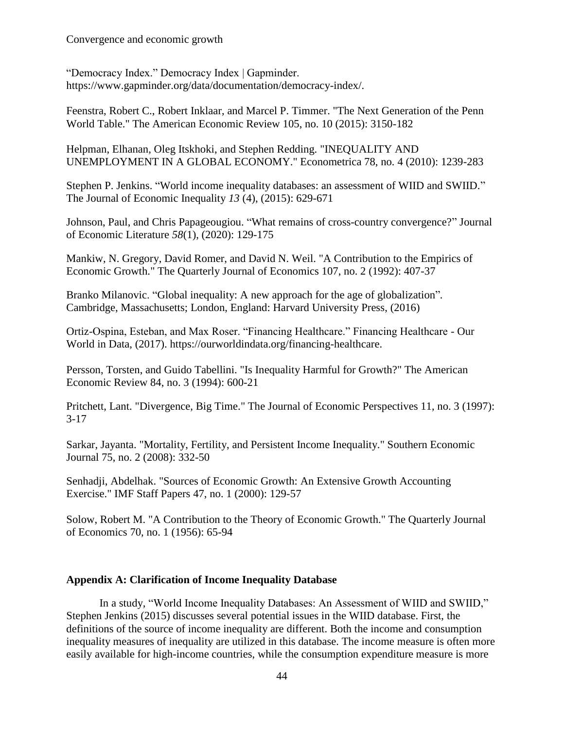"Democracy Index." Democracy Index | Gapminder. https://www.gapminder.org/data/documentation/democracy-index/.

Feenstra, Robert C., Robert Inklaar, and Marcel P. Timmer. "The Next Generation of the Penn World Table." The American Economic Review 105, no. 10 (2015): 3150-182

Helpman, Elhanan, Oleg Itskhoki, and Stephen Redding. "INEQUALITY AND UNEMPLOYMENT IN A GLOBAL ECONOMY." Econometrica 78, no. 4 (2010): 1239-283

Stephen P. Jenkins. "World income inequality databases: an assessment of WIID and SWIID." The Journal of Economic Inequality *13* (4), (2015): 629-671

Johnson, Paul, and Chris Papageougiou. "What remains of cross-country convergence?" Journal of Economic Literature *58*(1), (2020): 129-175

Mankiw, N. Gregory, David Romer, and David N. Weil. "A Contribution to the Empirics of Economic Growth." The Quarterly Journal of Economics 107, no. 2 (1992): 407-37

Branko Milanovic. "Global inequality: A new approach for the age of globalization". Cambridge, Massachusetts; London, England: Harvard University Press, (2016)

Ortiz-Ospina, Esteban, and Max Roser. "Financing Healthcare." Financing Healthcare - Our World in Data, (2017). https://ourworldindata.org/financing-healthcare.

Persson, Torsten, and Guido Tabellini. "Is Inequality Harmful for Growth?" The American Economic Review 84, no. 3 (1994): 600-21

Pritchett, Lant. "Divergence, Big Time." The Journal of Economic Perspectives 11, no. 3 (1997): 3-17

Sarkar, Jayanta. "Mortality, Fertility, and Persistent Income Inequality." Southern Economic Journal 75, no. 2 (2008): 332-50

Senhadji, Abdelhak. "Sources of Economic Growth: An Extensive Growth Accounting Exercise." IMF Staff Papers 47, no. 1 (2000): 129-57

Solow, Robert M. "A Contribution to the Theory of Economic Growth." The Quarterly Journal of Economics 70, no. 1 (1956): 65-94

## Appendix A: Clarification of Income Inequality Database

In a study, "World Income Inequality Databases: An Assessment of WIID and SWIID," Stephen Jenkins (2015) discusses several potential issues in the WIID database. First, the definitions of the source of income inequality are different. Both the income and consumption inequality measures of inequality are utilized in this database. The income measure is often more easily available for high-income countries, while the consumption expenditure measure is more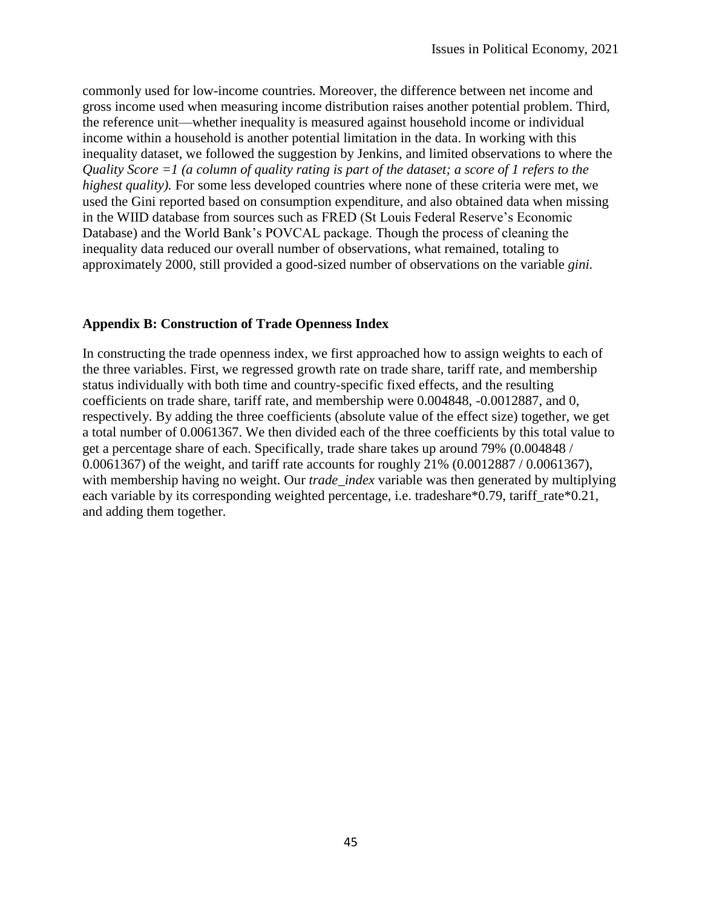commonly used for low-income countries. Moreover, the difference between net income and gross income used when measuring income distribution raises another potential problem. Third, the reference unit—whether inequality is measured against household income or individual income within a household is another potential limitation in the data. In working with this inequality dataset, we followed the suggestion by Jenkins, and limited observations to where the *Quality Score =1 (a column of quality rating is part of the dataset; a score of 1 refers to the highest quality).* For some less developed countries where none of these criteria were met, we used the Gini reported based on consumption expenditure, and also obtained data when missing in the WIID database from sources such as FRED (St Louis Federal Reserve's Economic Database) and the World Bank's POVCAL package. Though the process of cleaning the inequality data reduced our overall number of observations, what remained, totaling to approximately 2000, still provided a good-sized number of observations on the variable *gini.*

## Appendix B: Construction of Trade Openness Index

In constructing the trade openness index, we first approached how to assign weights to each of the three variables. First, we regressed growth rate on trade share, tariff rate, and membership status individually with both time and country-specific fixed effects, and the resulting coefficients on trade share, tariff rate, and membership were 0.004848, -0.0012887, and 0, respectively. By adding the three coefficients (absolute value of the effect size) together, we get a total number of 0.0061367. We then divided each of the three coefficients by this total value to get a percentage share of each. Specifically, trade share takes up around 79% (0.004848 / 0.0061367) of the weight, and tariff rate accounts for roughly 21% (0.0012887 / 0.0061367), with membership having no weight. Our *trade_index* variable was then generated by multiplying each variable by its corresponding weighted percentage, i.e. tradeshare*0.79, tariff_rate*0.21, and adding them together.